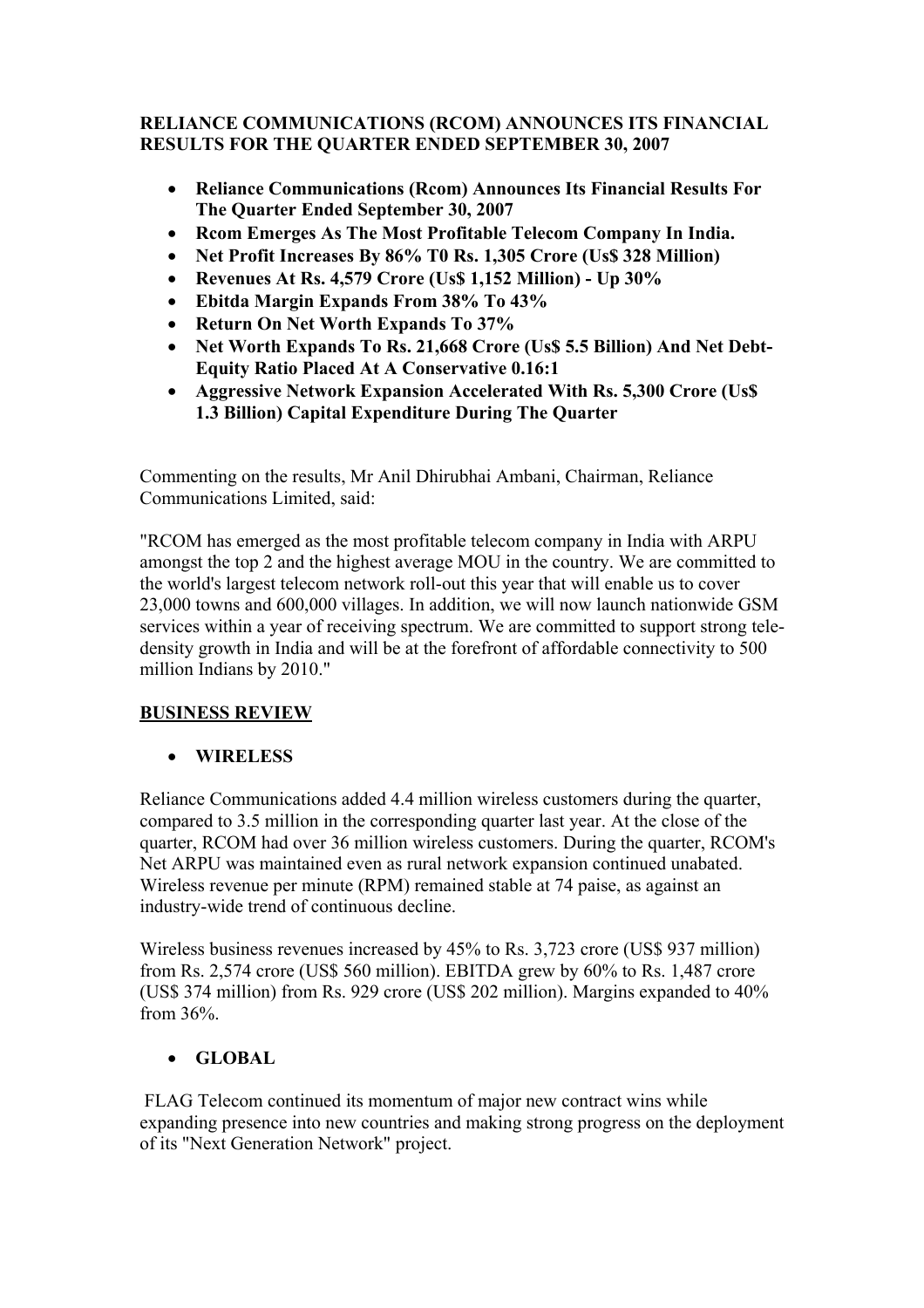**RELIANCE COMMUNICATIONS (RCOM) ANNOUNCES ITS FINANCIAL RESULTS FOR THE QUARTER ENDED SEPTEMBER 30, 2007**

- **Reliance Communications (Rcom) Announces Its Financial Results For The Quarter Ended September 30, 2007**
- **Rcom Emerges As The Most Profitable Telecom Company In India.**
- **Net Profit Increases By 86% T0 Rs. 1,305 Crore (Us$ 328 Million)**
- **Revenues At Rs. 4,579 Crore (Us$ 1,152 Million) - Up 30%**
- **Ebitda Margin Expands From 38% To 43%**
- **Return On Net Worth Expands To 37%**
- **Net Worth Expands To Rs. 21,668 Crore (Us$ 5.5 Billion) And Net Debt-Equity Ratio Placed At A Conservative 0.16:1**
- **Aggressive Network Expansion Accelerated With Rs. 5,300 Crore (Us$ 1.3 Billion) Capital Expenditure During The Quarter**

Commenting on the results, Mr Anil Dhirubhai Ambani, Chairman, Reliance Communications Limited, said:

"RCOM has emerged as the most profitable telecom company in India with ARPU amongst the top 2 and the highest average MOU in the country. We are committed to the world's largest telecom network roll-out this year that will enable us to cover 23,000 towns and 600,000 villages. In addition, we will now launch nationwide GSM services within a year of receiving spectrum. We are committed to support strong tele-density growth in India and will be at the forefront of affordable connectivity to 500 million Indians by 2010."

## BUSINESS REVIEW

- **WIRELESS**

Reliance Communications added 4.4 million wireless customers during the quarter, compared to 3.5 million in the corresponding quarter last year. At the close of the quarter, RCOM had over 36 million wireless customers. During the quarter, RCOM's Net ARPU was maintained even as rural network expansion continued unabated. Wireless revenue per minute (RPM) remained stable at 74 paise, as against an industry-wide trend of continuous decline.

Wireless business revenues increased by 45% to Rs. 3,723 crore (US$ 937 million) from Rs. 2,574 crore (US$ 560 million). EBITDA grew by 60% to Rs. 1,487 crore (US$ 374 million) from Rs. 929 crore (US$ 202 million). Margins expanded to 40% from 36%.

- **GLOBAL**

FLAG Telecom continued its momentum of major new contract wins while expanding presence into new countries and making strong progress on the deployment of its "Next Generation Network" project.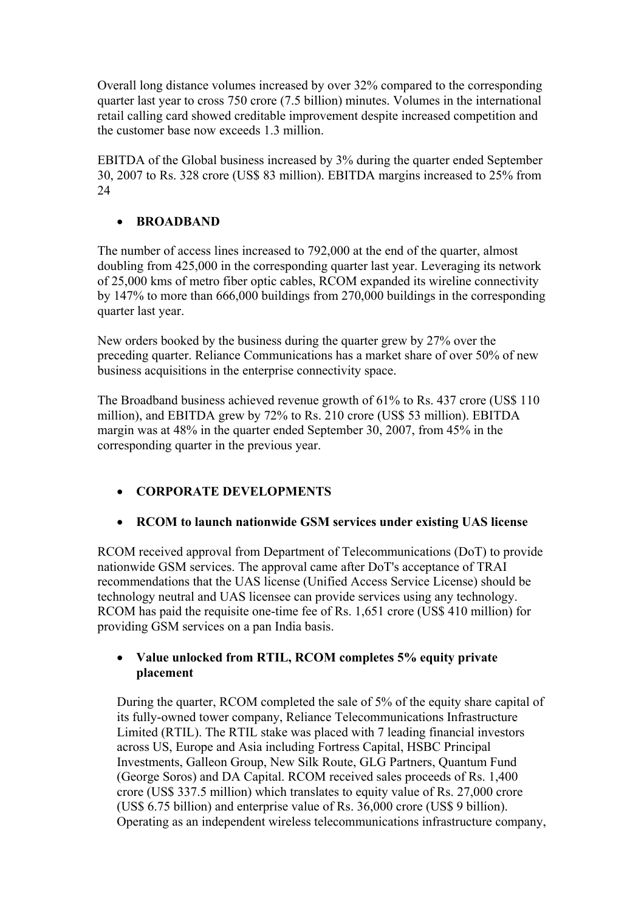Overall long distance volumes increased by over 32% compared to the corresponding quarter last year to cross 750 crore (7.5 billion) minutes. Volumes in the international retail calling card showed creditable improvement despite increased competition and the customer base now exceeds 1.3 million.

EBITDA of the Global business increased by 3% during the quarter ended September 30, 2007 to Rs. 328 crore (US$ 83 million). EBITDA margins increased to 25% from 24

- **BROADBAND**

The number of access lines increased to 792,000 at the end of the quarter, almost doubling from 425,000 in the corresponding quarter last year. Leveraging its network of 25,000 kms of metro fiber optic cables, RCOM expanded its wireline connectivity by 147% to more than 666,000 buildings from 270,000 buildings in the corresponding quarter last year.

New orders booked by the business during the quarter grew by 27% over the preceding quarter. Reliance Communications has a market share of over 50% of new business acquisitions in the enterprise connectivity space.

The Broadband business achieved revenue growth of 61% to Rs. 437 crore (US$ 110 million), and EBITDA grew by 72% to Rs. 210 crore (US$ 53 million). EBITDA margin was at 48% in the quarter ended September 30, 2007, from 45% in the corresponding quarter in the previous year.

- **CORPORATE DEVELOPMENTS**

- **RCOM to launch nationwide GSM services under existing UAS license**

RCOM received approval from Department of Telecommunications (DoT) to provide nationwide GSM services. The approval came after DoT's acceptance of TRAI recommendations that the UAS license (Unified Access Service License) should be technology neutral and UAS licensee can provide services using any technology. RCOM has paid the requisite one-time fee of Rs. 1,651 crore (US$ 410 million) for providing GSM services on a pan India basis.

- **Value unlocked from RTIL, RCOM completes 5% equity private placement**

During the quarter, RCOM completed the sale of 5% of the equity share capital of its fully-owned tower company, Reliance Telecommunications Infrastructure Limited (RTIL). The RTIL stake was placed with 7 leading financial investors across US, Europe and Asia including Fortress Capital, HSBC Principal Investments, Galleon Group, New Silk Route, GLG Partners, Quantum Fund (George Soros) and DA Capital. RCOM received sales proceeds of Rs. 1,400 crore (US$ 337.5 million) which translates to equity value of Rs. 27,000 crore (US$ 6.75 billion) and enterprise value of Rs. 36,000 crore (US$ 9 billion). Operating as an independent wireless telecommunications infrastructure company,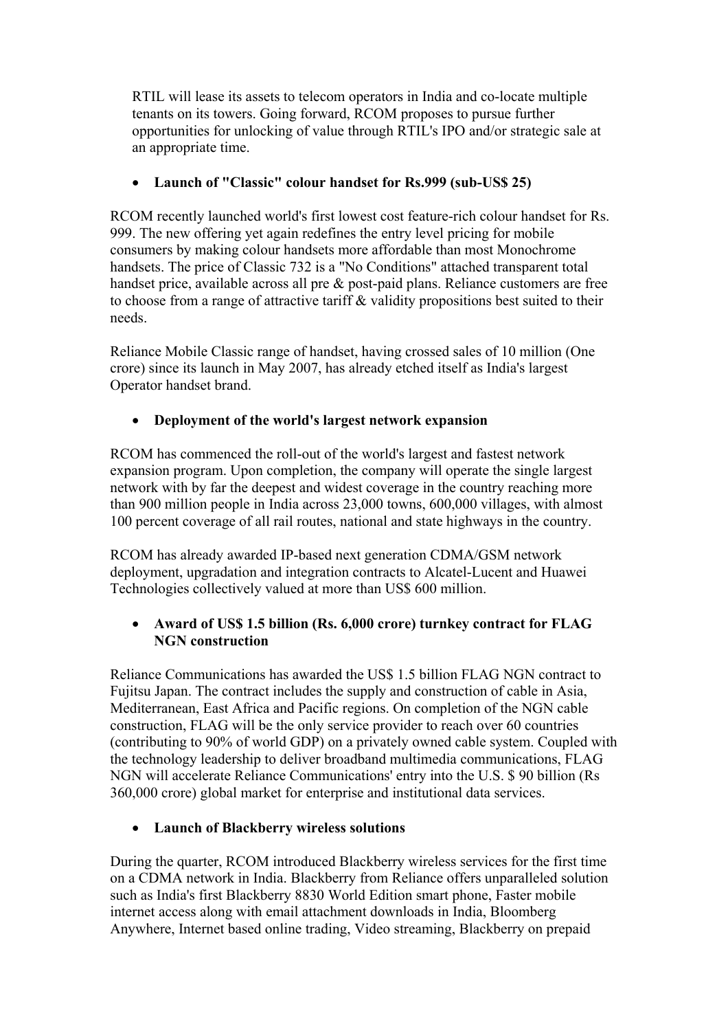RTIL will lease its assets to telecom operators in India and co-locate multiple tenants on its towers. Going forward, RCOM proposes to pursue further opportunities for unlocking of value through RTIL's IPO and/or strategic sale at an appropriate time.

- **Launch of "Classic" colour handset for Rs.999 (sub-US$ 25)**

RCOM recently launched world's first lowest cost feature-rich colour handset for Rs. 999. The new offering yet again redefines the entry level pricing for mobile consumers by making colour handsets more affordable than most Monochrome handsets. The price of Classic 732 is a "No Conditions" attached transparent total handset price, available across all pre & post-paid plans. Reliance customers are free to choose from a range of attractive tariff & validity propositions best suited to their needs.

Reliance Mobile Classic range of handset, having crossed sales of 10 million (One crore) since its launch in May 2007, has already etched itself as India's largest Operator handset brand.

- **Deployment of the world's largest network expansion**

RCOM has commenced the roll-out of the world's largest and fastest network expansion program. Upon completion, the company will operate the single largest network with by far the deepest and widest coverage in the country reaching more than 900 million people in India across 23,000 towns, 600,000 villages, with almost 100 percent coverage of all rail routes, national and state highways in the country.

RCOM has already awarded IP-based next generation CDMA/GSM network deployment, upgradation and integration contracts to Alcatel-Lucent and Huawei Technologies collectively valued at more than US$ 600 million.

- **Award of US$ 1.5 billion (Rs. 6,000 crore) turnkey contract for FLAG NGN construction**

Reliance Communications has awarded the US$ 1.5 billion FLAG NGN contract to Fujitsu Japan. The contract includes the supply and construction of cable in Asia, Mediterranean, East Africa and Pacific regions. On completion of the NGN cable construction, FLAG will be the only service provider to reach over 60 countries (contributing to 90% of world GDP) on a privately owned cable system. Coupled with the technology leadership to deliver broadband multimedia communications, FLAG NGN will accelerate Reliance Communications' entry into the U.S. $ 90 billion (Rs 360,000 crore) global market for enterprise and institutional data services.

- **Launch of Blackberry wireless solutions**

During the quarter, RCOM introduced Blackberry wireless services for the first time on a CDMA network in India. Blackberry from Reliance offers unparalleled solution such as India's first Blackberry 8830 World Edition smart phone, Faster mobile internet access along with email attachment downloads in India, Bloomberg Anywhere, Internet based online trading, Video streaming, Blackberry on prepaid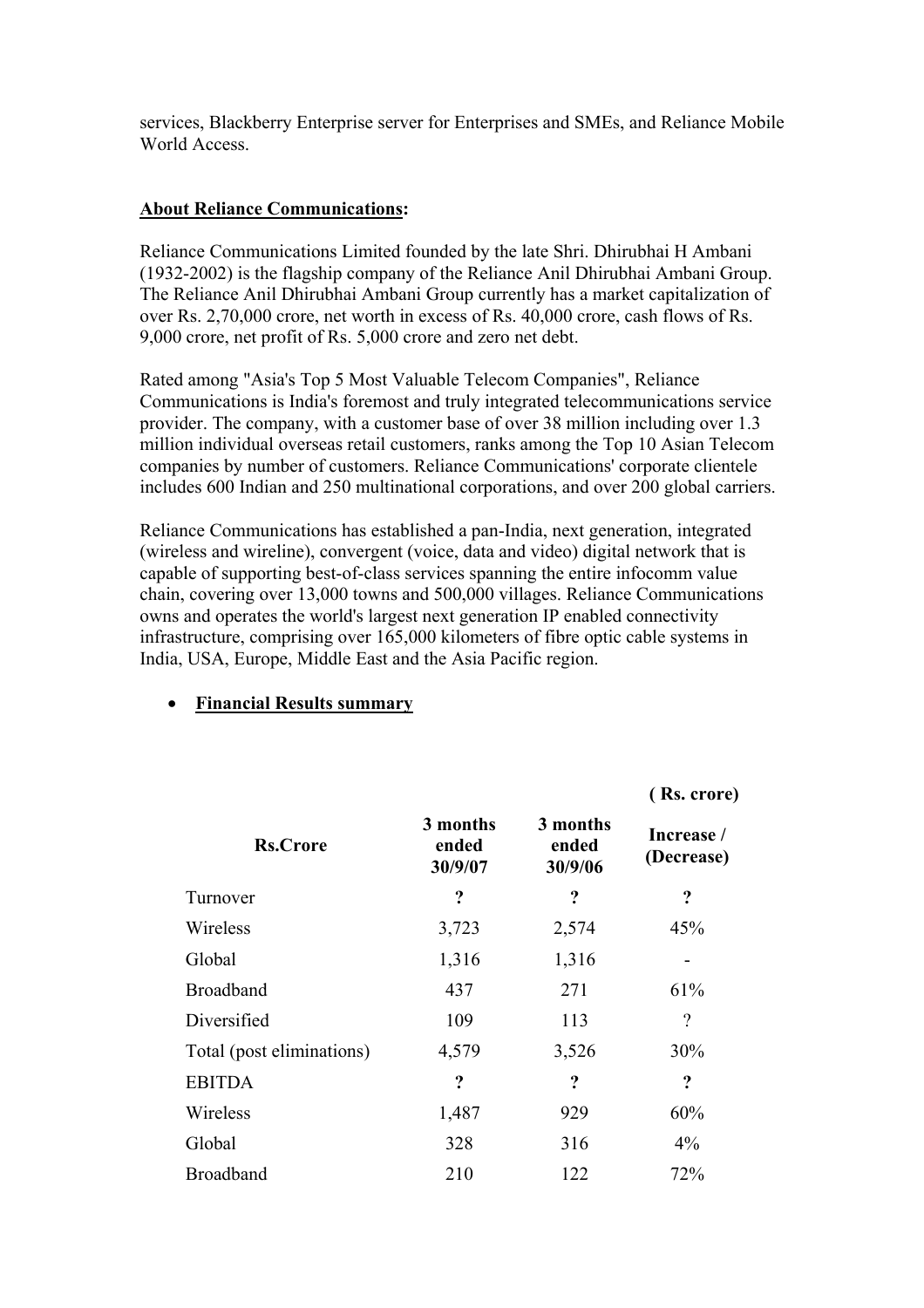services, Blackberry Enterprise server for Enterprises and SMEs, and Reliance Mobile World Access.

**About Reliance Communications:**

Reliance Communications Limited founded by the late Shri. Dhirubhai H Ambani (1932-2002) is the flagship company of the Reliance Anil Dhirubhai Ambani Group. The Reliance Anil Dhirubhai Ambani Group currently has a market capitalization of over Rs. 2,70,000 crore, net worth in excess of Rs. 40,000 crore, cash flows of Rs. 9,000 crore, net profit of Rs. 5,000 crore and zero net debt.

Rated among "Asia's Top 5 Most Valuable Telecom Companies", Reliance Communications is India's foremost and truly integrated telecommunications service provider. The company, with a customer base of over 38 million including over 1.3 million individual overseas retail customers, ranks among the Top 10 Asian Telecom companies by number of customers. Reliance Communications' corporate clientele includes 600 Indian and 250 multinational corporations, and over 200 global carriers.

Reliance Communications has established a pan-India, next generation, integrated (wireless and wireline), convergent (voice, data and video) digital network that is capable of supporting best-of-class services spanning the entire infocomm value chain, covering over 13,000 towns and 500,000 villages. Reliance Communications owns and operates the world's largest next generation IP enabled connectivity infrastructure, comprising over 165,000 kilometers of fibre optic cable systems in India, USA, Europe, Middle East and the Asia Pacific region.

- **Financial Results summary**

**( Rs. crore)**

| Rs.Crore | 3 months ended 30/9/07 | 3 months ended 30/9/06 | Increase / (Decrease) |
|---|---|---|---|
| Turnover | ? | ? | ? |
| Wireless | 3,723 | 2,574 | 45% |
| Global | 1,316 | 1,316 | - |
| Broadband | 437 | 271 | 61% |
| Diversified | 109 | 113 | ? |
| Total (post eliminations) | 4,579 | 3,526 | 30% |
| EBITDA | ? | ? | ? |
| Wireless | 1,487 | 929 | 60% |
| Global | 328 | 316 | 4% |
| Broadband | 210 | 122 | 72% |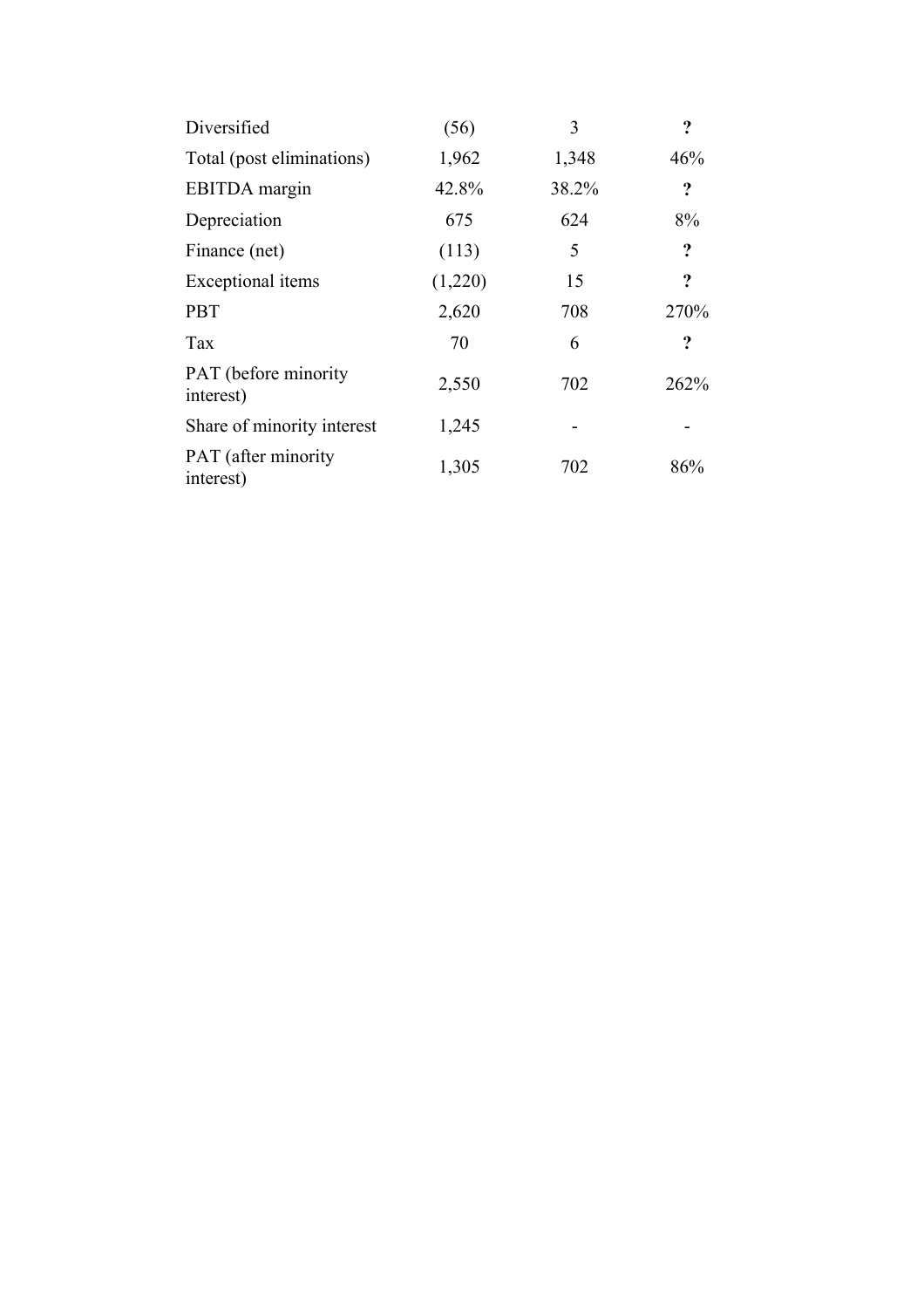| | | | |
|---|---|---|---|
| Diversified | (56) | 3 | **?** |
| Total (post eliminations) | 1,962 | 1,348 | 46% |
| EBITDA margin | 42.8% | 38.2% | **?** |
| Depreciation | 675 | 624 | 8% |
| Finance (net) | (113) | 5 | **?** |
| Exceptional items | (1,220) | 15 | **?** |
| PBT | 2,620 | 708 | 270% |
| Tax | 70 | 6 | **?** |
| PAT (before minority interest) | 2,550 | 702 | 262% |
| Share of minority interest | 1,245 | - | - |
| PAT (after minority interest) | 1,305 | 702 | 86% |